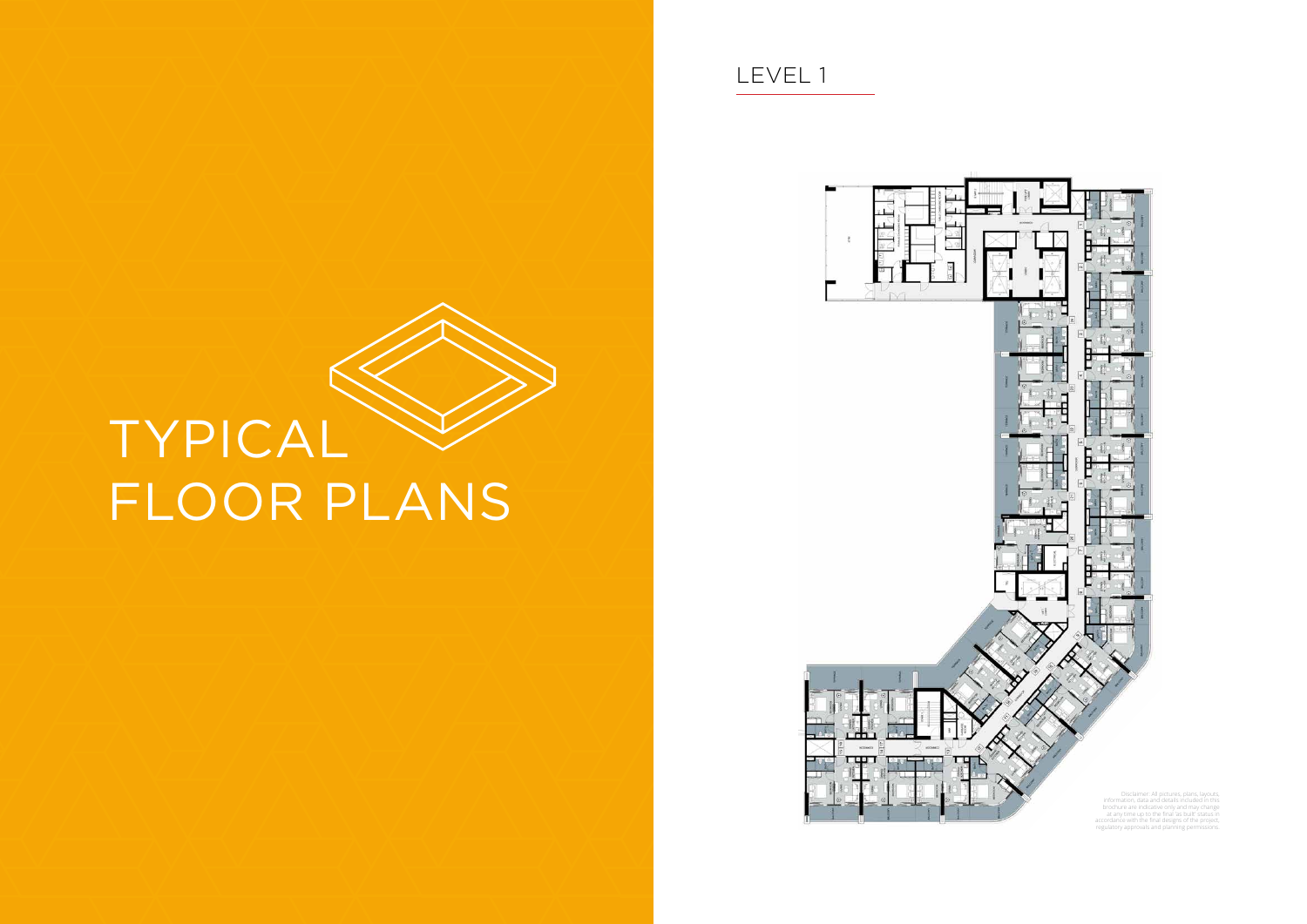# TYPICAL FLOOR PLANS

## LEVEL 1

Disclaimer: All pictures, plans, layouts, information, data and details included in this brochure are indicative only and may change at any time up to the final 'as built' status in accordance with the final designs of the project, regulatory approvals and planning permissions.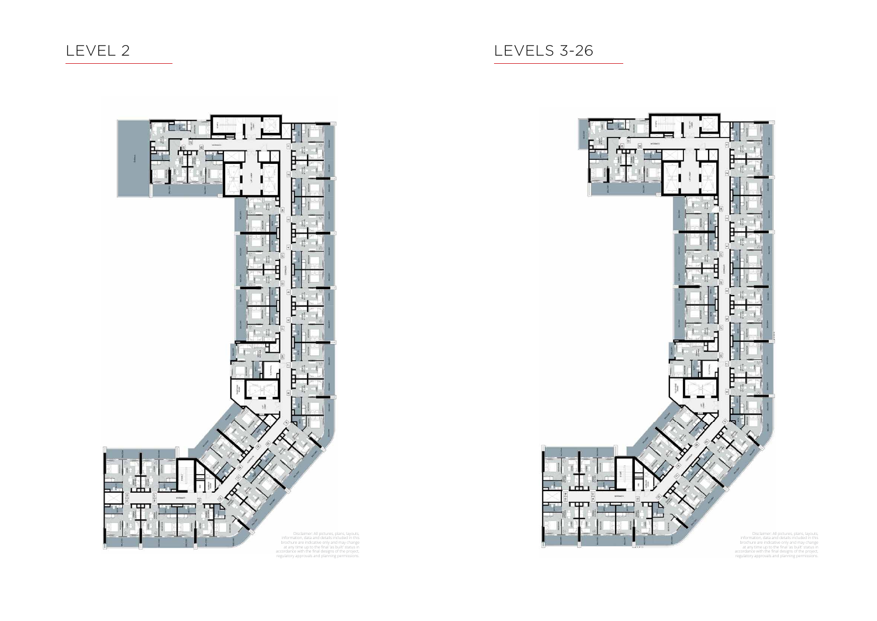## LEVEL 2

Disclaimer: All pictures, plans, layouts, information, data and details included in this brochure are indicative only and may change at any time up to the final 'as built' status in accordance with the final designs of the project, regulatory approvals and planning permissions.

## LEVELS 3-26

Disclaimer: All pictures, plans, layouts, information, data and details included in this brochure are indicative only and may change at any time up to the final 'as built' status in accordance with the final designs of the project, regulatory approvals and planning permissions.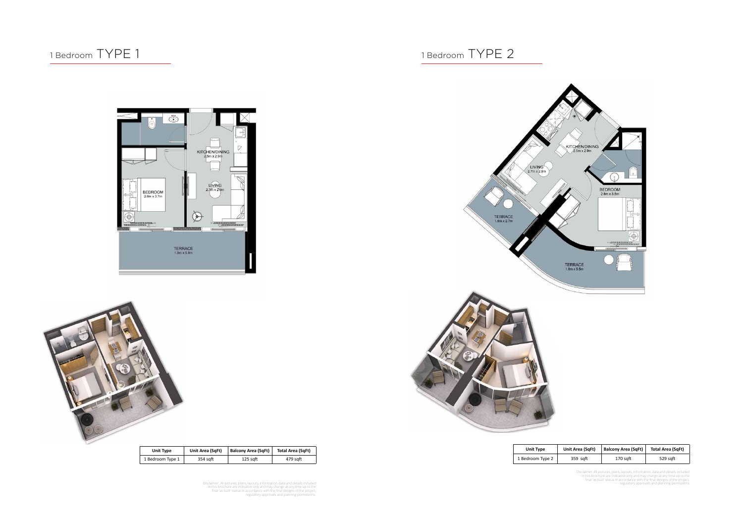## 1 Bedroom TYPE 1

KITCHEN/DINING
2.5m x 2.8m

LIVING
2.7m x 2.9m

BEDROOM
2.8m x 3.7m

TERRACE
1.9m x 5.8m

| Unit Type | Unit Area (SqFt) | Balcony Area (SqFt) | Total Area (SqFt) |
|---|---|---|---|
| 1 Bedroom Type 1 | 354 sqft | 125 sqft | 479 sqft |

Disclaimer: All pictures, plans, layouts, information, data and details included in this brochure are indicative only and may change at any time up to the final 'as built' status in accordance with the final designs of the project, regulatory approvals and planning permissions.

## 1 Bedroom TYPE 2

KITCHEN/DINING
2.5m x 2.9m

LIVING
2.7m x 2.9m

BEDROOM
2.8m x 3.5m

TERRACE
1.8m x 2.7m

TERRACE
1.8m x 5.5m

| Unit Type | Unit Area (SqFt) | Balcony Area (SqFt) | Total Area (SqFt) |
|---|---|---|---|
| 1 Bedroom Type 2 | 359 sqft | 170 sqft | 529 sqft |

Disclaimer: All pictures, plans, layouts, information, data and details included in this brochure are indicative only and may change at any time up to the final 'as built' status in accordance with the final designs of the project, regulatory approvals and planning permissions.